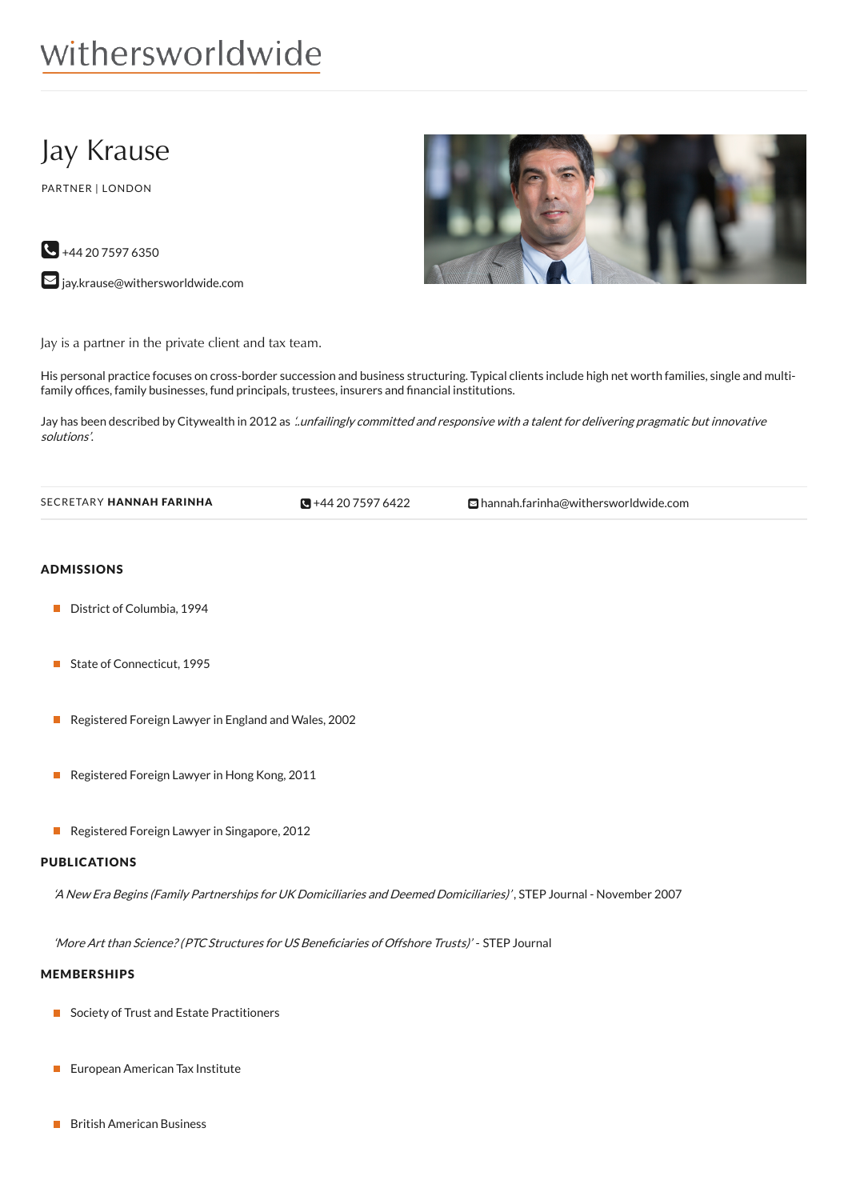withersworldwide

# Jay Krause

PARTNER | LONDON

+44 20 7597 6350

jay.krause@withersworldwide.com

Jay is a partner in the private client and tax team.

His personal practice focuses on cross-border succession and business structuring. Typical clients include high net worth families, single and multi-family offices, family businesses, fund principals, trustees, insurers and financial institutions.

Jay has been described by Citywealth in 2012 as *'..unfailingly committed and responsive with a talent for delivering pragmatic but innovative solutions'.*

SECRETARY **HANNAH FARINHA** +44 20 7597 6422 hannah.farinha@withersworldwide.com

## ADMISSIONS

- District of Columbia, 1994
- State of Connecticut, 1995
- Registered Foreign Lawyer in England and Wales, 2002
- Registered Foreign Lawyer in Hong Kong, 2011
- Registered Foreign Lawyer in Singapore, 2012

## PUBLICATIONS

*'A New Era Begins (Family Partnerships for UK Domiciliaries and Deemed Domiciliaries)'*, STEP Journal - November 2007

*'More Art than Science? (PTC Structures for US Beneficiaries of Offshore Trusts)'* - STEP Journal

## MEMBERSHIPS

- Society of Trust and Estate Practitioners
- European American Tax Institute
- British American Business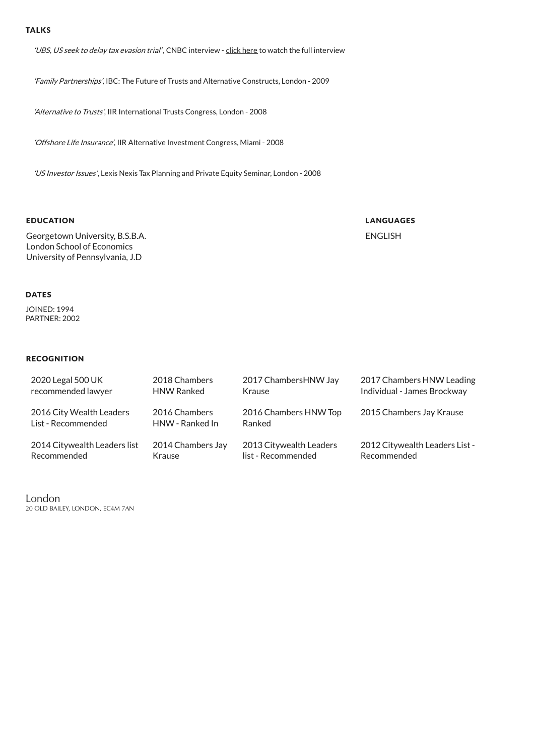## TALKS

*'UBS, US seek to delay tax evasion trial'*, CNBC interview - click here to watch the full interview

*'Family Partnerships'*, IBC: The Future of Trusts and Alternative Constructs, London - 2009

*'Alternative to Trusts'*, IIR International Trusts Congress, London - 2008

*'Offshore Life Insurance'*, IIR Alternative Investment Congress, Miami - 2008

*'US Investor Issues'*, Lexis Nexis Tax Planning and Private Equity Seminar, London - 2008

## EDUCATION

Georgetown University, B.S.B.A.
London School of Economics
University of Pennsylvania, J.D

## LANGUAGES

ENGLISH

## DATES

JOINED: 1994
PARTNER: 2002

## RECOGNITION

| | | | |
|---|---|---|---|
| 2020 Legal 500 UK recommended lawyer | 2018 Chambers HNW Ranked | 2017 ChambersHNW Jay Krause | 2017 Chambers HNW Leading Individual - James Brockway |
| 2016 City Wealth Leaders List - Recommended | 2016 Chambers HNW - Ranked In | 2016 Chambers HNW Top Ranked | 2015 Chambers Jay Krause |
| 2014 Citywealth Leaders list Recommended | 2014 Chambers Jay Krause | 2013 Citywealth Leaders list - Recommended | 2012 Citywealth Leaders List - Recommended |

London
20 OLD BAILEY, LONDON, EC4M 7AN